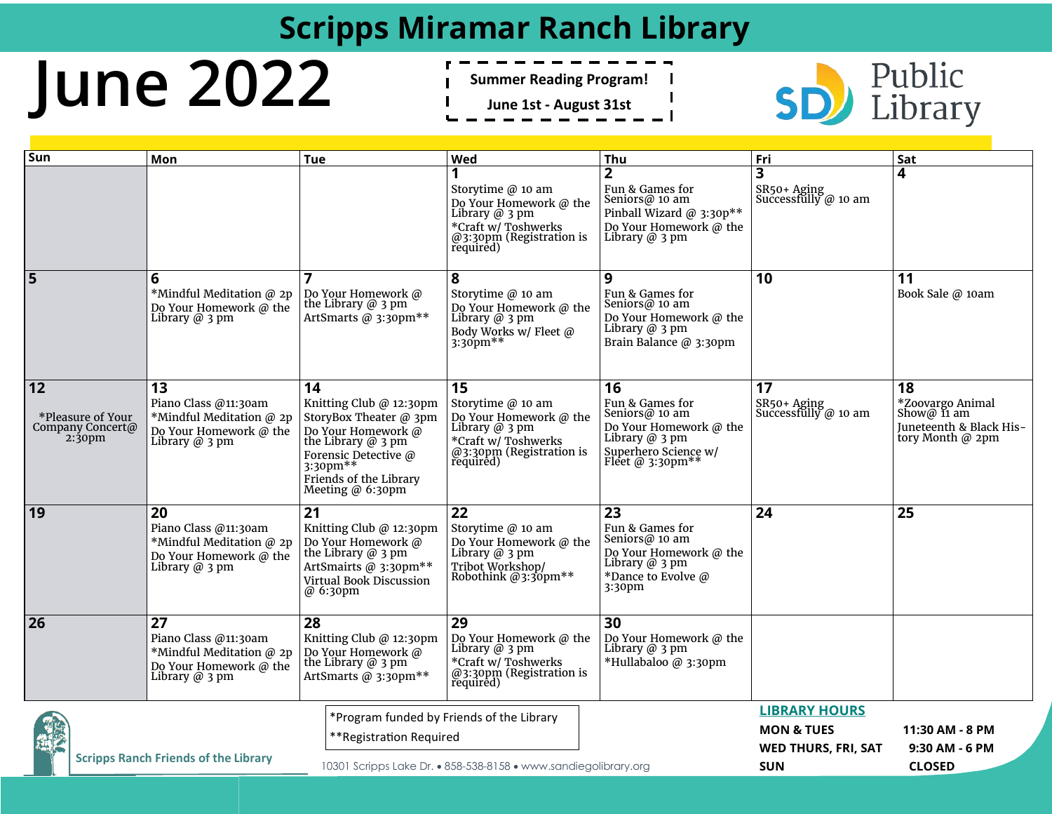# Scripps Miramar Ranch Library

# June 2022

**Summer Reading Program!**
**June 1st - August 31st**

Public Library

| Sun | Mon | Tue | Wed | Thu | Fri | Sat |
|---|---|---|---|---|---|---|
| | | | **1**<br>Storytime @ 10 am<br>Do Your Homework @ the Library @ 3 pm<br>*Craft w/ Toshwerks @3:30pm (Registration is required) | **2**<br>Fun & Games for Seniors@ 10 am<br>Pinball Wizard @ 3:30p**<br>Do Your Homework @ the Library @ 3 pm | **3**<br>SR50+ Aging Successfully @ 10 am | **4** |
| **5** | **6**<br>*Mindful Meditation @ 2p<br>Do Your Homework @ the Library @ 3 pm | **7**<br>Do Your Homework @ the Library @ 3 pm<br>ArtSmarts @ 3:30pm** | **8**<br>Storytime @ 10 am<br>Do Your Homework @ the Library @ 3 pm<br>Body Works w/ Fleet @ 3:30pm** | **9**<br>Fun & Games for Seniors@ 10 am<br>Do Your Homework @ the Library @ 3 pm<br>Brain Balance @ 3:30pm | **10** | **11**<br>Book Sale @ 10am |
| **12**<br>*Pleasure of Your Company Concert@ 2:30pm | **13**<br>Piano Class @11:30am<br>*Mindful Meditation @ 2p<br>Do Your Homework @ the Library @ 3 pm | **14**<br>Knitting Club @ 12:30pm<br>StoryBox Theater @ 3pm<br>Do Your Homework @ the Library @ 3 pm<br>Forensic Detective @ 3:30pm**<br>Friends of the Library Meeting @ 6:30pm | **15**<br>Storytime @ 10 am<br>Do Your Homework @ the Library @ 3 pm<br>*Craft w/ Toshwerks @3:30pm (Registration is required) | **16**<br>Fun & Games for Seniors@ 10 am<br>Do Your Homework @ the Library @ 3 pm<br>Superhero Science w/ Fleet @ 3:30pm** | **17**<br>SR50+ Aging Successfully @ 10 am | **18**<br>*Zoovargo Animal Show@ 11 am<br>Juneteenth & Black History Month @ 2pm |
| **19** | **20**<br>Piano Class @11:30am<br>*Mindful Meditation @ 2p<br>Do Your Homework @ the Library @ 3 pm | **21**<br>Knitting Club @ 12:30pm<br>Do Your Homework @ the Library @ 3 pm<br>ArtSmairts @ 3:30pm**<br>Virtual Book Discussion @ 6:30pm | **22**<br>Storytime @ 10 am<br>Do Your Homework @ the Library @ 3 pm<br>Tribot Workshop/ Robothink @3:30pm** | **23**<br>Fun & Games for Seniors@ 10 am<br>Do Your Homework @ the Library @ 3 pm<br>*Dance to Evolve @ 3:30pm | **24** | **25** |
| **26** | **27**<br>Piano Class @11:30am<br>*Mindful Meditation @ 2p<br>Do Your Homework @ the Library @ 3 pm | **28**<br>Knitting Club @ 12:30pm<br>Do Your Homework @ the Library @ 3 pm<br>ArtSmarts @ 3:30pm** | **29**<br>Do Your Homework @ the Library @ 3 pm<br>*Craft w/ Toshwerks @3:30pm (Registration is required) | **30**<br>Do Your Homework @ the Library @ 3 pm<br>*Hullabaloo @ 3:30pm | | |

Scripps Ranch Friends of the Library

*Program funded by Friends of the Library
**Registration Required

10301 Scripps Lake Dr. • 858-538-8158 • www.sandiegolibrary.org

**LIBRARY HOURS**

| | |
|---|---|
| **MON & TUES** | **11:30 AM - 8 PM** |
| **WED THURS, FRI, SAT** | **9:30 AM - 6 PM** |
| **SUN** | **CLOSED** |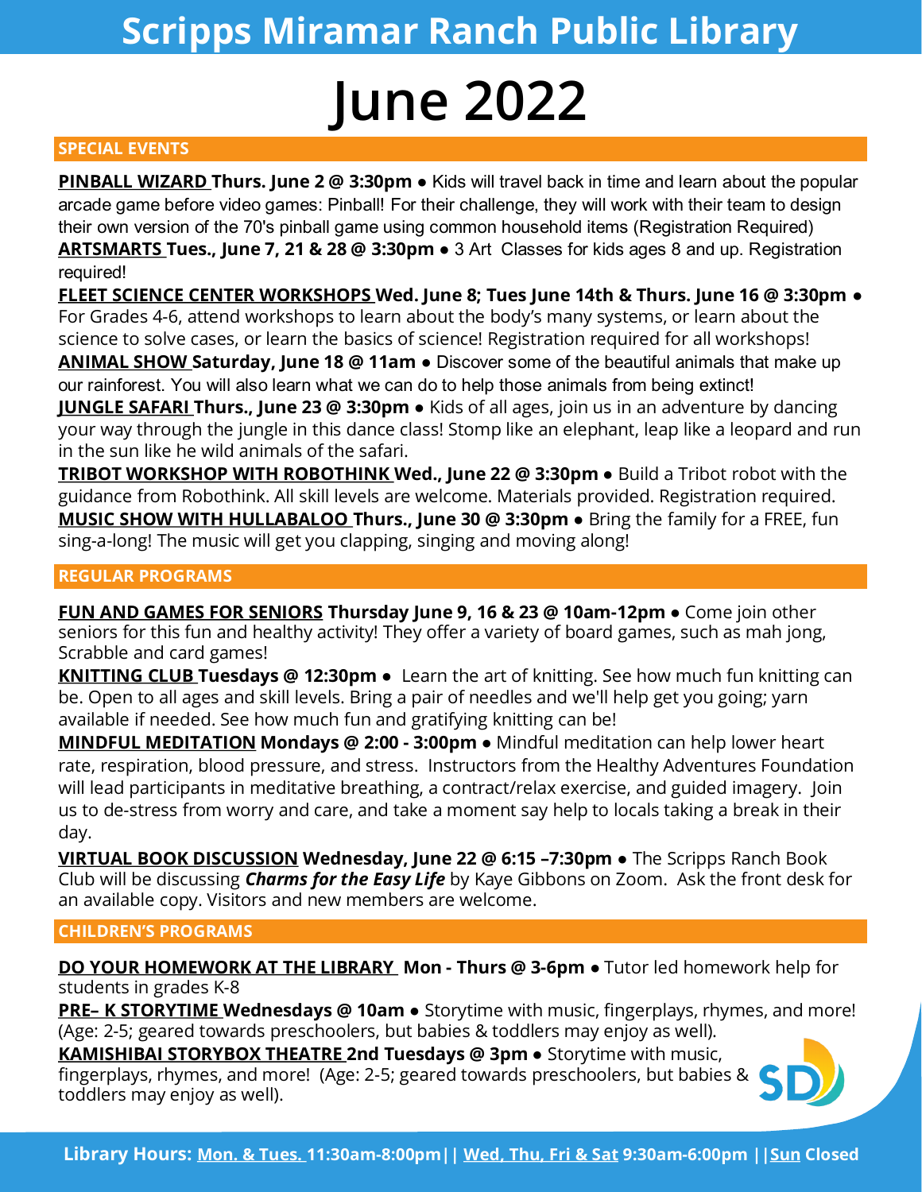# Scripps Miramar Ranch Public Library

# June 2022

## SPECIAL EVENTS

**PINBALL WIZARD Thurs. June 2 @ 3:30pm** ● Kids will travel back in time and learn about the popular arcade game before video games: Pinball! For their challenge, they will work with their team to design their own version of the 70's pinball game using common household items (Registration Required)

**ARTSMARTS Tues., June 7, 21 & 28 @ 3:30pm** ● 3 Art Classes for kids ages 8 and up. Registration required!

**FLEET SCIENCE CENTER WORKSHOPS Wed. June 8; Tues June 14th & Thurs. June 16 @ 3:30pm** ● For Grades 4-6, attend workshops to learn about the body's many systems, or learn about the science to solve cases, or learn the basics of science! Registration required for all workshops!

**ANIMAL SHOW Saturday, June 18 @ 11am** ● Discover some of the beautiful animals that make up our rainforest. You will also learn what we can do to help those animals from being extinct!

**JUNGLE SAFARI Thurs., June 23 @ 3:30pm** ● Kids of all ages, join us in an adventure by dancing your way through the jungle in this dance class! Stomp like an elephant, leap like a leopard and run in the sun like he wild animals of the safari.

**TRIBOT WORKSHOP WITH ROBOTHINK Wed., June 22 @ 3:30pm** ● Build a Tribot robot with the guidance from Robothink. All skill levels are welcome. Materials provided. Registration required.

**MUSIC SHOW WITH HULLABALOO Thurs., June 30 @ 3:30pm** ● Bring the family for a FREE, fun sing-a-long! The music will get you clapping, singing and moving along!

## REGULAR PROGRAMS

**FUN AND GAMES FOR SENIORS Thursday June 9, 16 & 23 @ 10am-12pm** ● Come join other seniors for this fun and healthy activity! They offer a variety of board games, such as mah jong, Scrabble and card games!

**KNITTING CLUB Tuesdays @ 12:30pm** ● Learn the art of knitting. See how much fun knitting can be. Open to all ages and skill levels. Bring a pair of needles and we'll help get you going; yarn available if needed. See how much fun and gratifying knitting can be!

**MINDFUL MEDITATION Mondays @ 2:00 - 3:00pm** ● Mindful meditation can help lower heart rate, respiration, blood pressure, and stress. Instructors from the Healthy Adventures Foundation will lead participants in meditative breathing, a contract/relax exercise, and guided imagery. Join us to de-stress from worry and care, and take a moment say help to locals taking a break in their day.

**VIRTUAL BOOK DISCUSSION Wednesday, June 22 @ 6:15 –7:30pm** ● The Scripps Ranch Book Club will be discussing ***Charms for the Easy Life*** by Kaye Gibbons on Zoom. Ask the front desk for an available copy. Visitors and new members are welcome.

## CHILDREN'S PROGRAMS

**DO YOUR HOMEWORK AT THE LIBRARY Mon - Thurs @ 3-6pm** ● Tutor led homework help for students in grades K-8

**PRE– K STORYTIME Wednesdays @ 10am** ● Storytime with music, fingerplays, rhymes, and more! (Age: 2-5; geared towards preschoolers, but babies & toddlers may enjoy as well).

**KAMISHIBAI STORYBOX THEATRE 2nd Tuesdays @ 3pm** ● Storytime with music, fingerplays, rhymes, and more! (Age: 2-5; geared towards preschoolers, but babies & toddlers may enjoy as well).

**Library Hours: Mon. & Tues. 11:30am-8:00pm || Wed, Thu, Fri & Sat 9:30am-6:00pm || Sun Closed**